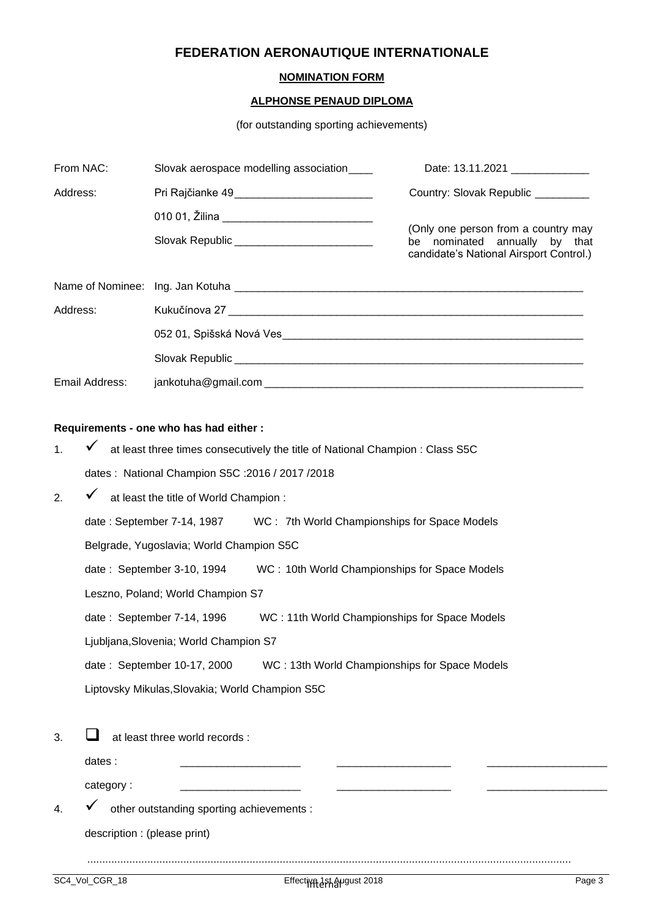# FEDERATION AERONAUTIQUE INTERNATIONALE

## NOMINATION FORM

## ALPHONSE PENAUD DIPLOMA

(for outstanding sporting achievements)

From NAC: Slovak aerospace modelling association____ Date: 13.11.2021 _____________

Address: Pri Rajčianke 49______________________ Country: Slovak Republic _________

010 01, Žilina ________________________

Slovak Republic ______________________

(Only one person from a country may be nominated annually by that candidate's National Airsport Control.)

Name of Nominee: Ing. Jan Kotuha ________________________________________________

Address: Kukučínova 27 ________________________________________________

052 01, Spišská Nová Ves________________________________________

Slovak Republic ________________________________________________

Email Address: jankotuha@gmail.com ________________________________________

**Requirements - one who has had either :**

1. ✓ at least three times consecutively the title of National Champion : Class S5C

   dates : National Champion S5C :2016 / 2017 /2018

2. ✓ at least the title of World Champion :

   date : September 7-14, 1987 WC : 7th World Championships for Space Models

   Belgrade, Yugoslavia; World Champion S5C

   date : September 3-10, 1994 WC : 10th World Championships for Space Models

   Leszno, Poland; World Champion S7

   date : September 7-14, 1996 WC : 11th World Championships for Space Models

   Ljubljana,Slovenia; World Champion S7

   date : September 10-17, 2000 WC : 13th World Championships for Space Models

   Liptovsky Mikulas,Slovakia; World Champion S5C

3. ☐ at least three world records :

   dates : ___________________ ___________________ ___________________

   category : ___________________ ___________________ ___________________

4. ✓ other outstanding sporting achievements :

   description : (please print)

   ......................................................................................................................................................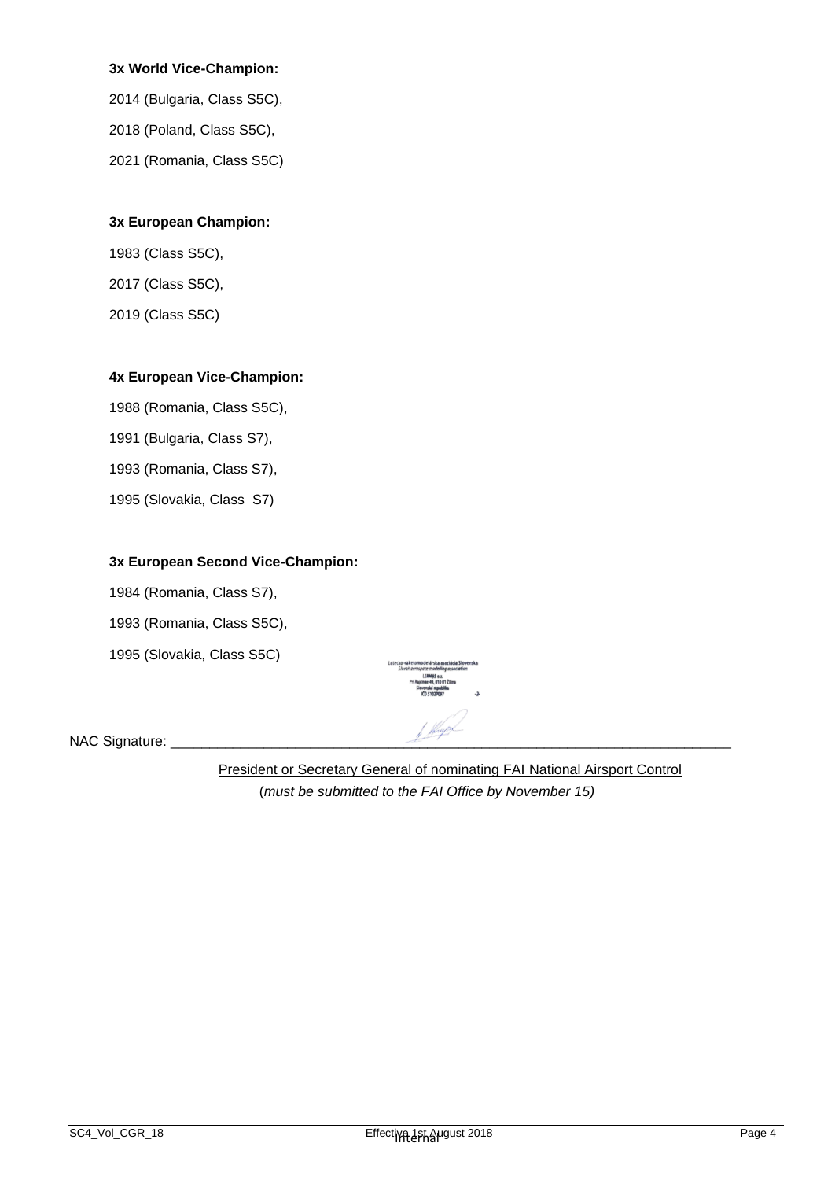**3x World Vice-Champion:**

2014 (Bulgaria, Class S5C),

2018 (Poland, Class S5C),

2021 (Romania, Class S5C)

**3x European Champion:**

1983 (Class S5C),

2017 (Class S5C),

2019 (Class S5C)

**4x European Vice-Champion:**

1988 (Romania, Class S5C),

1991 (Bulgaria, Class S7),

1993 (Romania, Class S7),

1995 (Slovakia, Class S7)

**3x European Second Vice-Champion:**

1984 (Romania, Class S7),

1993 (Romania, Class S5C),

1995 (Slovakia, Class S5C)

Letecko-raketomodelárska asociácia Slovenska
Slovak aerospace modelling association
LEMMAS o.z.
Pri Rajčianke 49, 010 01 Žilina
Slovenská republika
IČO 51027097

NAC Signature: ______________________________________________________________________________

President or Secretary General of nominating FAI National Airsport Control

(*must be submitted to the FAI Office by November 15)*